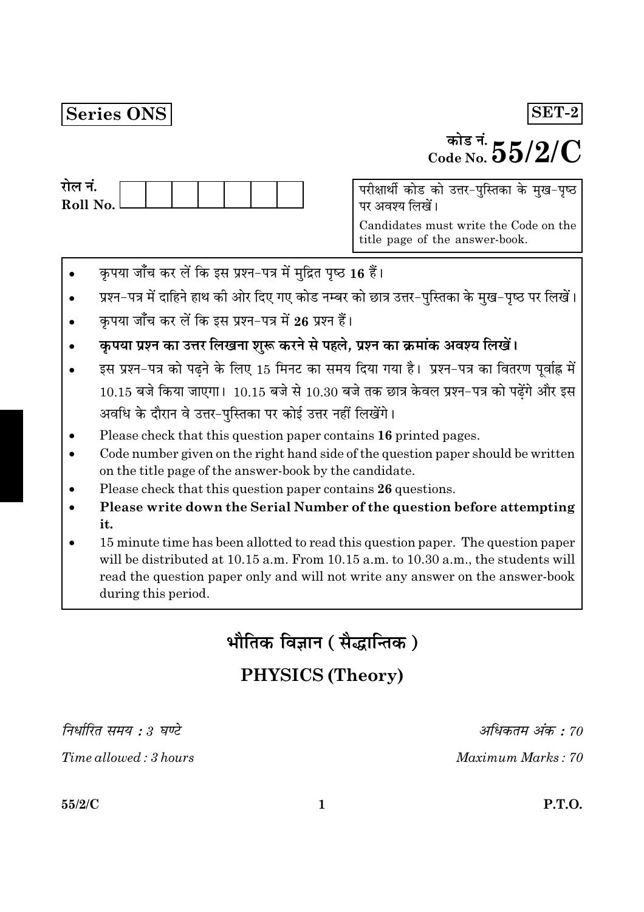**Series ONS** **SET-2**

कोड नं.
Code No. **55/2/C**

रोल नं.
Roll No. | | | | | | | |

परीक्षार्थी कोड को उत्तर-पुस्तिका के मुख-पृष्ठ पर अवश्य लिखें।

Candidates must write the Code on the title page of the answer-book.

- कृपया जाँच कर लें कि इस प्रश्न-पत्र में मुद्रित पृष्ठ **16** हैं।
- प्रश्न-पत्र में दाहिने हाथ की ओर दिए गए कोड नम्बर को छात्र उत्तर-पुस्तिका के मुख-पृष्ठ पर लिखें।
- कृपया जाँच कर लें कि इस प्रश्न-पत्र में **26** प्रश्न हैं।
- **कृपया प्रश्न का उत्तर लिखना शुरू करने से पहले, प्रश्न का क्रमांक अवश्य लिखें।**
- इस प्रश्न-पत्र को पढ़ने के लिए 15 मिनट का समय दिया गया है। प्रश्न-पत्र का वितरण पूर्वाह्न में 10.15 बजे किया जाएगा। 10.15 बजे से 10.30 बजे तक छात्र केवल प्रश्न-पत्र को पढ़ेंगे और इस अवधि के दौरान वे उत्तर-पुस्तिका पर कोई उत्तर नहीं लिखेंगे।
- Please check that this question paper contains **16** printed pages.
- Code number given on the right hand side of the question paper should be written on the title page of the answer-book by the candidate.
- Please check that this question paper contains **26** questions.
- **Please write down the Serial Number of the question before attempting it.**
- 15 minute time has been allotted to read this question paper. The question paper will be distributed at 10.15 a.m. From 10.15 a.m. to 10.30 a.m., the students will read the question paper only and will not write any answer on the answer-book during this period.

# भौतिक विज्ञान (सैद्धान्तिक)

# PHYSICS (Theory)

*निर्धारित समय : 3 घण्टे* *अधिकतम अंक : 70*

*Time allowed : 3 hours* *Maximum Marks : 70*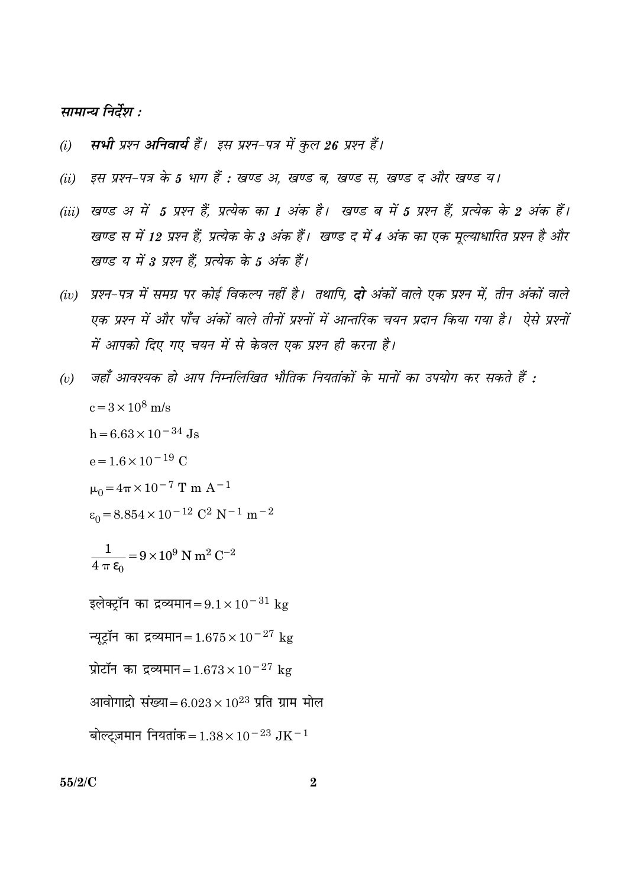***सामान्य निर्देश :***

*(i)* ***सभी** प्रश्न **अनिवार्य** हैं। इस प्रश्न-पत्र में कुल **26** प्रश्न हैं।*

*(ii)* *इस प्रश्न-पत्र के **5** भाग हैं : खण्ड अ, खण्ड ब, खण्ड स, खण्ड द और खण्ड य।*

*(iii)* *खण्ड अ में **5** प्रश्न हैं, प्रत्येक का **1** अंक है। खण्ड ब में **5** प्रश्न हैं, प्रत्येक के **2** अंक हैं। खण्ड स में **12** प्रश्न हैं, प्रत्येक के **3** अंक हैं। खण्ड द में **4** अंक का एक मूल्याधारित प्रश्न है और खण्ड य में **3** प्रश्न हैं, प्रत्येक के **5** अंक हैं।*

*(iv)* *प्रश्न-पत्र में समग्र पर कोई विकल्प नहीं है। तथापि, **दो** अंकों वाले एक प्रश्न में, तीन अंकों वाले एक प्रश्न में और पाँच अंकों वाले तीनों प्रश्नों में आन्तरिक चयन प्रदान किया गया है। ऐसे प्रश्नों में आपको दिए गए चयन में से केवल एक प्रश्न ही करना है।*

*(v)* *जहाँ आवश्यक हो आप निम्नलिखित भौतिक नियतांकों के मानों का उपयोग कर सकते हैं :*

$c = 3 \times 10^8$ m/s

$h = 6.63 \times 10^{-34}$ Js

$e = 1.6 \times 10^{-19}$ C

$\mu_0 = 4\pi \times 10^{-7}$ T m $A^{-1}$

$\varepsilon_0 = 8.854 \times 10^{-12}$ $C^2$ $N^{-1}$ $m^{-2}$

$\frac{1}{4\pi\varepsilon_0} = 9 \times 10^9$ N $m^2$ $C^{-2}$

इलेक्ट्रॉन का द्रव्यमान $= 9.1 \times 10^{-31}$ kg

न्यूट्रॉन का द्रव्यमान $= 1.675 \times 10^{-27}$ kg

प्रोटॉन का द्रव्यमान $= 1.673 \times 10^{-27}$ kg

आवोगाद्रो संख्या $= 6.023 \times 10^{23}$ प्रति ग्राम मोल

बोल्ट्ज़मान नियतांक $= 1.38 \times 10^{-23}$ $JK^{-1}$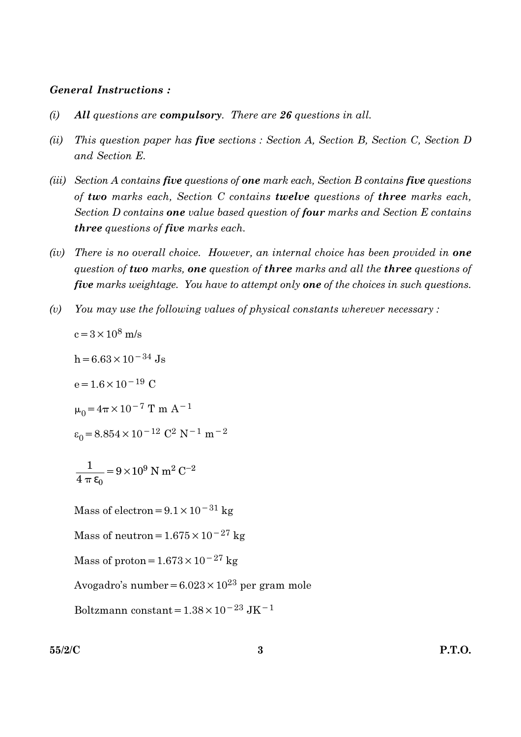***General Instructions :***

*(i)* ***All*** *questions are* ***compulsory****. There are* ***26*** *questions in all.*

*(ii)* *This question paper has* ***five*** *sections : Section A, Section B, Section C, Section D and Section E.*

*(iii)* *Section A contains* ***five*** *questions of* ***one*** *mark each, Section B contains* ***five*** *questions of* ***two*** *marks each, Section C contains* ***twelve*** *questions of* ***three*** *marks each, Section D contains* ***one*** *value based question of* ***four*** *marks and Section E contains* ***three*** *questions of* ***five*** *marks each.*

*(iv)* *There is no overall choice. However, an internal choice has been provided in* ***one*** *question of* ***two*** *marks,* ***one*** *question of* ***three*** *marks and all the* ***three*** *questions of* ***five*** *marks weightage. You have to attempt only* ***one*** *of the choices in such questions.*

*(v)* *You may use the following values of physical constants wherever necessary :*

$c = 3 \times 10^{8}$ m/s

$h = 6.63 \times 10^{-34}$ Js

$e = 1.6 \times 10^{-19}$ C

$\mu_0 = 4\pi \times 10^{-7}$ T m $A^{-1}$

$\varepsilon_0 = 8.854 \times 10^{-12}$ $C^2$ $N^{-1}$ $m^{-2}$

$$\frac{1}{4\pi\varepsilon_0} = 9 \times 10^{9} \text{ N m}^2 \text{ C}^{-2}$$

Mass of electron $= 9.1 \times 10^{-31}$ kg

Mass of neutron $= 1.675 \times 10^{-27}$ kg

Mass of proton $= 1.673 \times 10^{-27}$ kg

Avogadro's number $= 6.023 \times 10^{23}$ per gram mole

Boltzmann constant $= 1.38 \times 10^{-23}$ $JK^{-1}$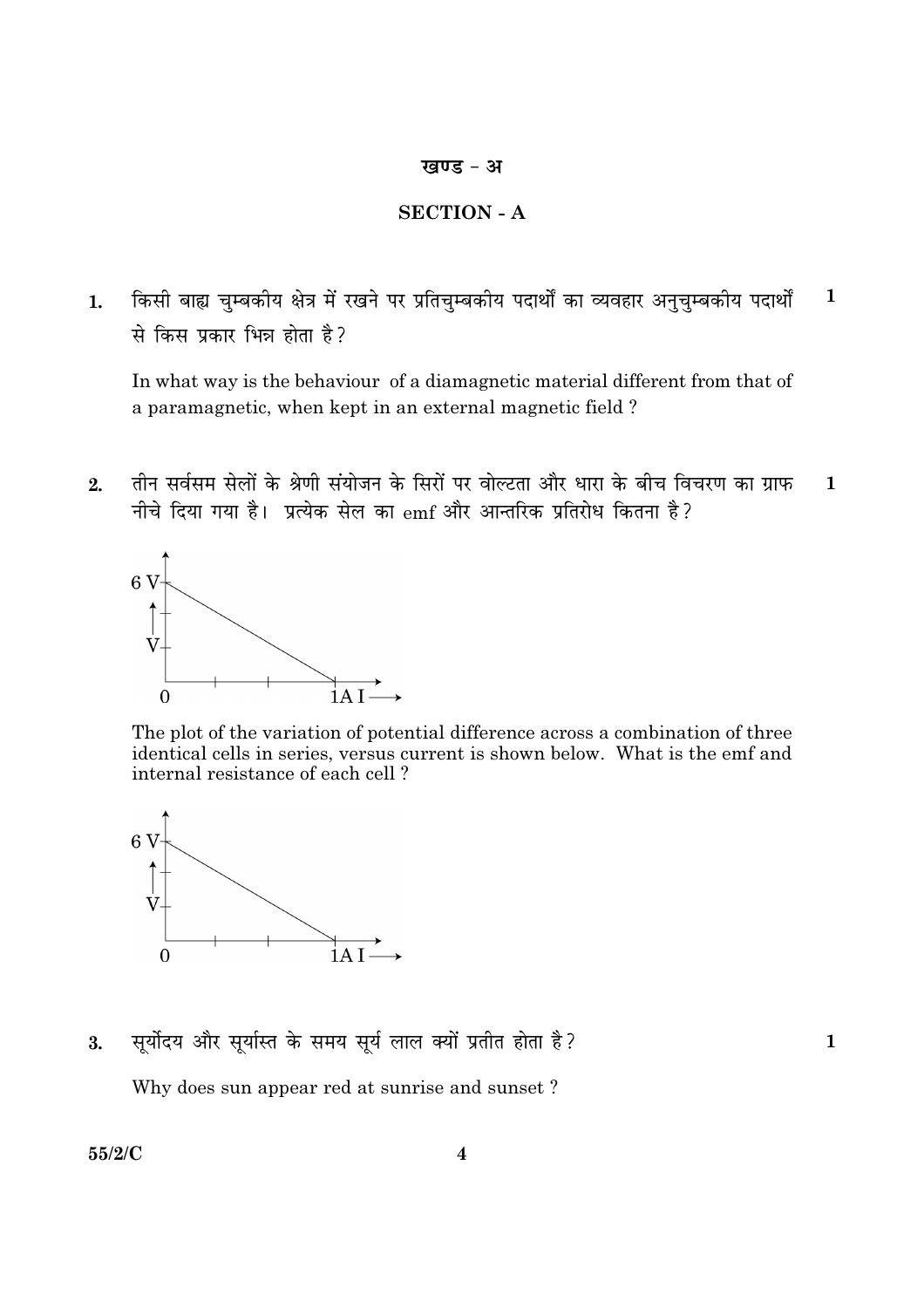## खण्ड – अ

## SECTION - A

1. किसी बाह्य चुम्बकीय क्षेत्र में रखने पर प्रतिचुम्बकीय पदार्थों का व्यवहार अनुचुम्बकीय पदार्थों से किस प्रकार भिन्न होता है? **1**

   In what way is the behaviour of a diamagnetic material different from that of a paramagnetic, when kept in an external magnetic field ?

2. तीन सर्वसम सेलों के श्रेणी संयोजन के सिरों पर वोल्टता और धारा के बीच विचरण का ग्राफ नीचे दिया गया है। प्रत्येक सेल का emf और आन्तरिक प्रतिरोध कितना है? **1**

   The plot of the variation of potential difference across a combination of three identical cells in series, versus current is shown below. What is the emf and internal resistance of each cell ?

3. सूर्योदय और सूर्यास्त के समय सूर्य लाल क्यों प्रतीत होता है? **1**

   Why does sun appear red at sunrise and sunset ?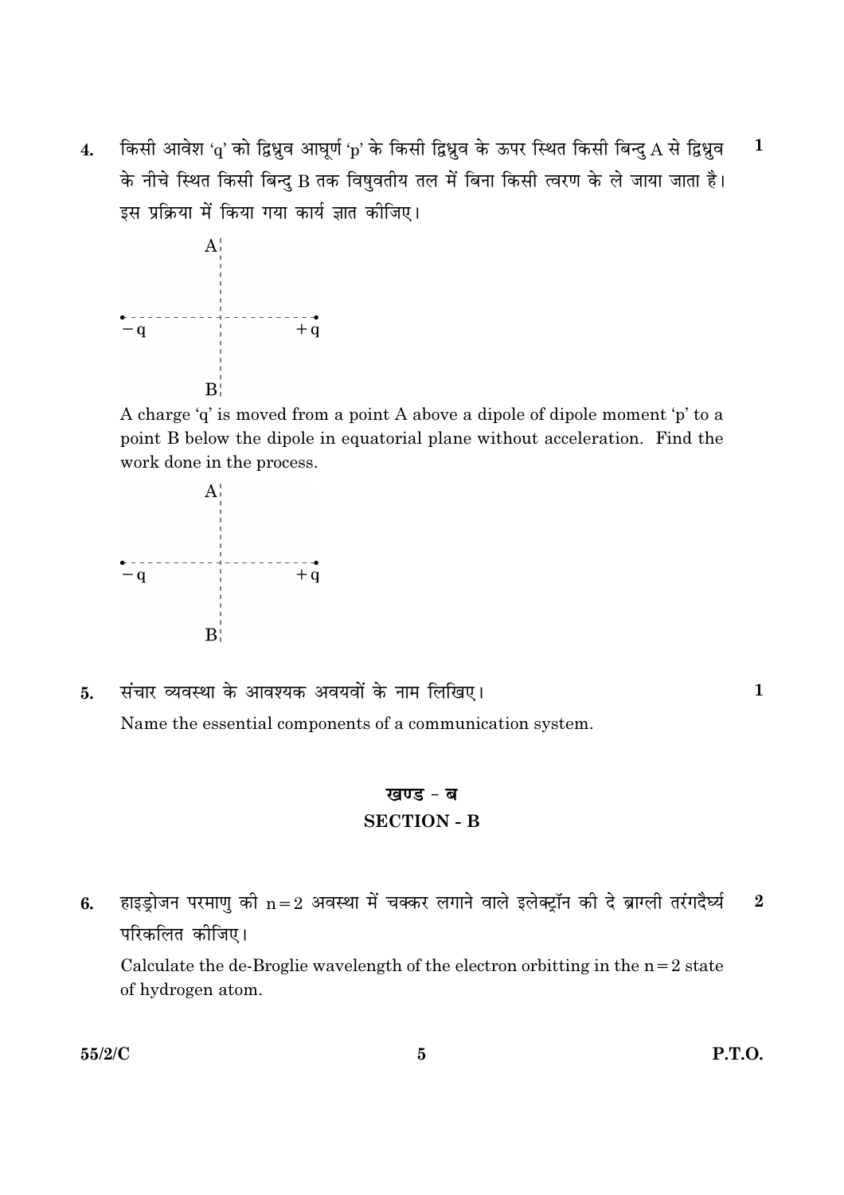4. किसी आवेश 'q' को द्विध्रुव आघूर्ण 'p' के किसी द्विध्रुव के ऊपर स्थित किसी बिन्दु A से द्विध्रुव के नीचे स्थित किसी बिन्दु B तक विषुवतीय तल में बिना किसी त्वरण के ले जाया जाता है। इस प्रक्रिया में किया गया कार्य ज्ञात कीजिए। **1**

A

$-q$ $+q$

B

A charge 'q' is moved from a point A above a dipole of dipole moment 'p' to a point B below the dipole in equatorial plane without acceleration. Find the work done in the process.

A

$-q$ $+q$

B

5. संचार व्यवस्था के आवश्यक अवयवों के नाम लिखिए। **1**

Name the essential components of a communication system.

## खण्ड - ब
## SECTION - B

6. हाइड्रोजन परमाणु की $n = 2$ अवस्था में चक्कर लगाने वाले इलेक्ट्रॉन की दे ब्राग्ली तरंगदैर्घ्य परिकलित कीजिए। **2**

Calculate the de-Broglie wavelength of the electron orbitting in the $n = 2$ state of hydrogen atom.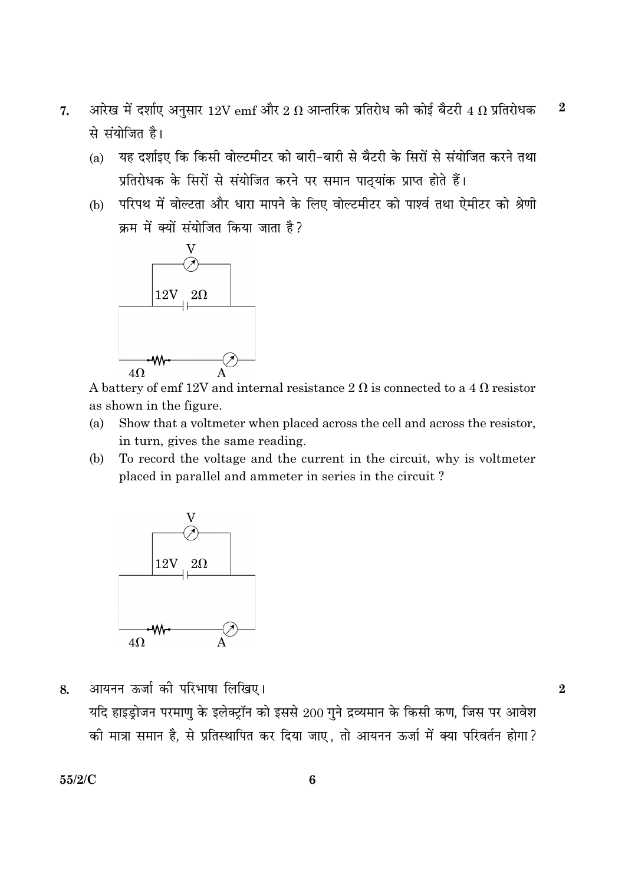7. आरेख में दर्शाए अनुसार 12V emf और 2 Ω आन्तरिक प्रतिरोध की कोई बैटरी 4 Ω प्रतिरोधक से संयोजित है। **2**

   (a) यह दर्शाइए कि किसी वोल्टमीटर को बारी-बारी से बैटरी के सिरों से संयोजित करने तथा प्रतिरोधक के सिरों से संयोजित करने पर समान पाठ्यांक प्राप्त होते हैं।

   (b) परिपथ में वोल्टता और धारा मापने के लिए वोल्टमीटर को पार्श्व तथा ऐमीटर को श्रेणी क्रम में क्यों संयोजित किया जाता है?

   A battery of emf 12V and internal resistance 2 Ω is connected to a 4 Ω resistor as shown in the figure.

   (a) Show that a voltmeter when placed across the cell and across the resistor, in turn, gives the same reading.

   (b) To record the voltage and the current in the circuit, why is voltmeter placed in parallel and ammeter in series in the circuit ?

8. आयनन ऊर्जा की परिभाषा लिखिए। **2**

   यदि हाइड्रोजन परमाणु के इलेक्ट्रॉन को इससे 200 गुने द्रव्यमान के किसी कण, जिस पर आवेश की मात्रा समान है, से प्रतिस्थापित कर दिया जाए, तो आयनन ऊर्जा में क्या परिवर्तन होगा?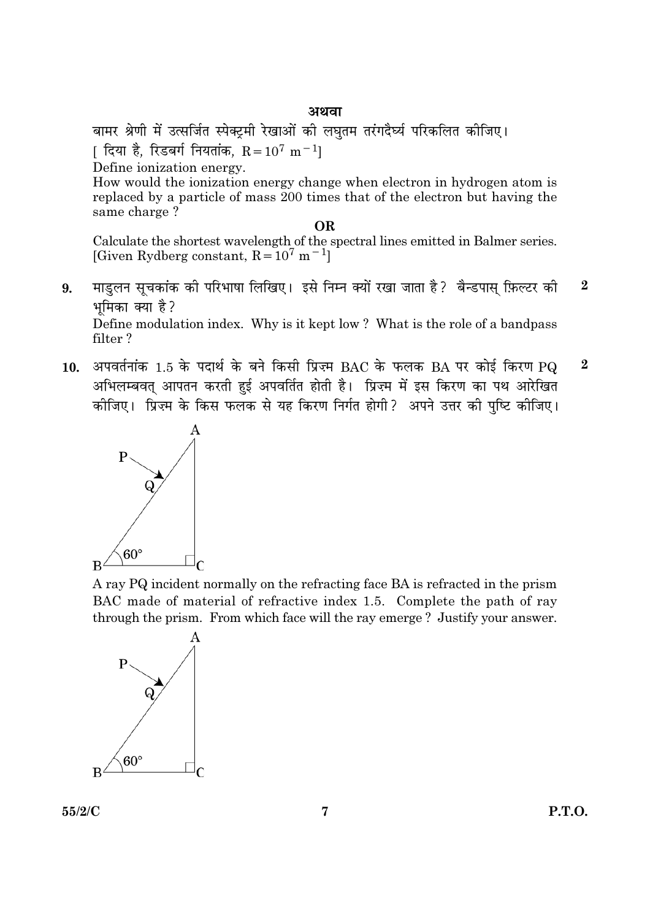**अथवा**

बामर श्रेणी में उत्सर्जित स्पेक्ट्रमी रेखाओं की लघुतम तरंगदैर्घ्य परिकलित कीजिए।
[ दिया है, रिडबर्ग नियतांक, $R = 10^7 \ m^{-1}$]

Define ionization energy.

How would the ionization energy change when electron in hydrogen atom is replaced by a particle of mass 200 times that of the electron but having the same charge ?

**OR**

Calculate the shortest wavelength of the spectral lines emitted in Balmer series. [Given Rydberg constant, $R = 10^7 \ m^{-1}$]

**9.** माडुलन सूचकांक की परिभाषा लिखिए। इसे निम्न क्यों रखा जाता है? बैन्डपास् फ़िल्टर की भूमिका क्या है? **2**

Define modulation index. Why is it kept low ? What is the role of a bandpass filter ?

**10.** अपवर्तनांक 1.5 के पदार्थ के बने किसी प्रिज़्म BAC के फलक BA पर कोई किरण PQ अभिलम्बवत् आपतन करती हुई अपवर्तित होती है। प्रिज़्म में इस किरण का पथ आरेखित कीजिए। प्रिज़्म के किस फलक से यह किरण निर्गत होगी? अपने उत्तर की पुष्टि कीजिए। **2**

A ray PQ incident normally on the refracting face BA is refracted in the prism BAC made of material of refractive index 1.5. Complete the path of ray through the prism. From which face will the ray emerge ? Justify your answer.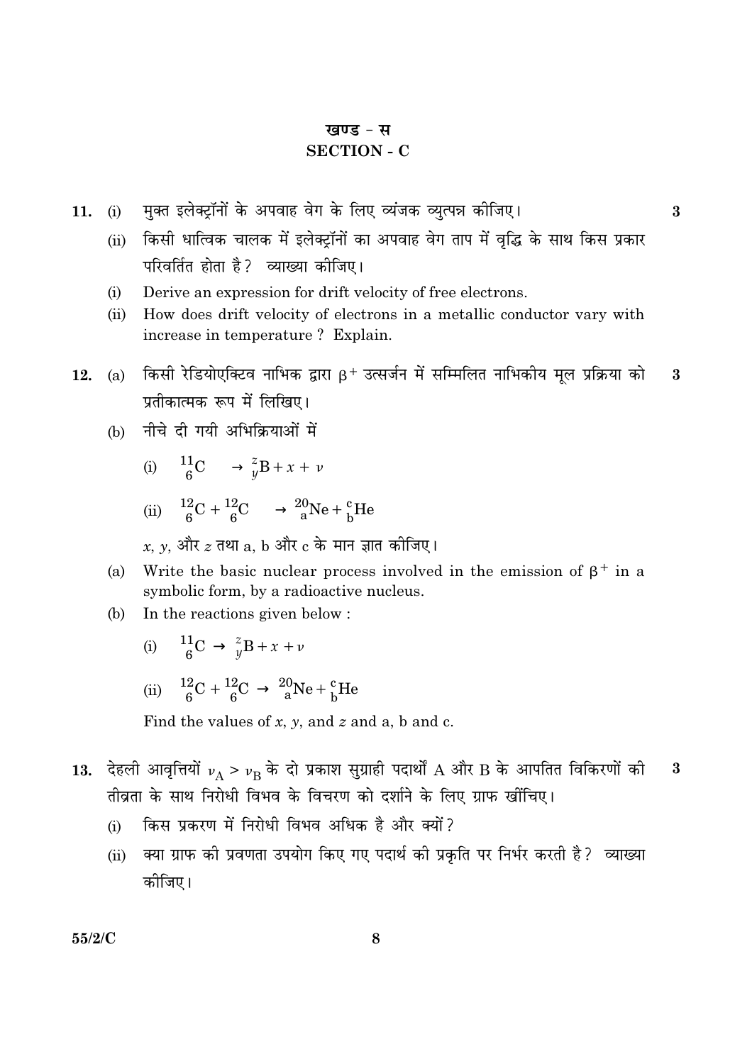## खण्ड - स
## SECTION - C

**11.** (i) मुक्त इलेक्ट्रॉनों के अपवाह वेग के लिए व्यंजक व्युत्पन्न कीजिए। **3**

(ii) किसी धात्विक चालक में इलेक्ट्रॉनों का अपवाह वेग ताप में वृद्धि के साथ किस प्रकार परिवर्तित होता है? व्याख्या कीजिए।

(i) Derive an expression for drift velocity of free electrons.

(ii) How does drift velocity of electrons in a metallic conductor vary with increase in temperature ? Explain.

**12.** (a) किसी रेडियोएक्टिव नाभिक द्वारा $\beta^+$ उत्सर्जन में सम्मिलित नाभिकीय मूल प्रक्रिया को प्रतीकात्मक रूप में लिखिए। **3**

(b) नीचे दी गयी अभिक्रियाओं में

(i) ${}^{11}_{6}C \rightarrow {}^{z}_{y}B + x + \nu$

(ii) ${}^{12}_{6}C + {}^{12}_{6}C \rightarrow {}^{20}_{a}Ne + {}^{c}_{b}He$

$x$, $y$, और $z$ तथा a, b और c के मान ज्ञात कीजिए।

(a) Write the basic nuclear process involved in the emission of $\beta^+$ in a symbolic form, by a radioactive nucleus.

(b) In the reactions given below :

(i) ${}^{11}_{6}C \rightarrow {}^{z}_{y}B + x + \nu$

(ii) ${}^{12}_{6}C + {}^{12}_{6}C \rightarrow {}^{20}_{a}Ne + {}^{c}_{b}He$

Find the values of $x$, $y$, and $z$ and a, b and c.

**13.** देहली आवृत्तियों $\nu_A > \nu_B$ के दो प्रकाश सुग्राही पदार्थों A और B के आपतित विकिरणों की तीव्रता के साथ निरोधी विभव के विचरण को दर्शाने के लिए ग्राफ खींचिए। **3**

(i) किस प्रकरण में निरोधी विभव अधिक है और क्यों?

(ii) क्या ग्राफ की प्रवणता उपयोग किए गए पदार्थ की प्रकृति पर निर्भर करती है? व्याख्या कीजिए।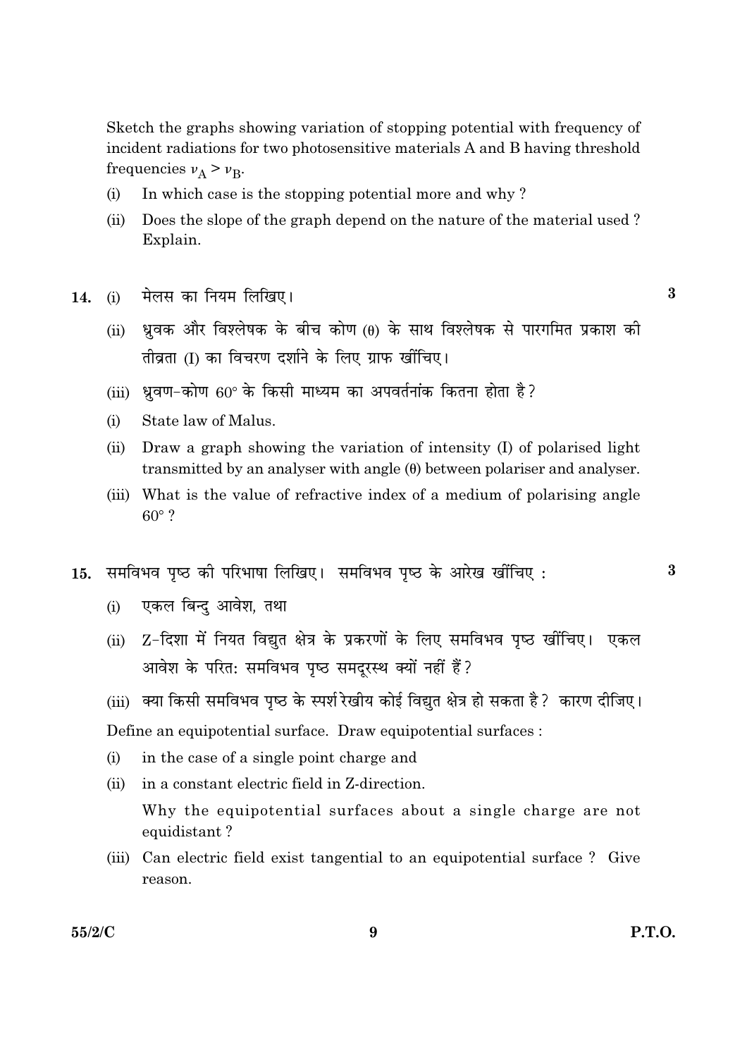Sketch the graphs showing variation of stopping potential with frequency of incident radiations for two photosensitive materials A and B having threshold frequencies $\nu_A > \nu_B$.

(i) In which case is the stopping potential more and why ?

(ii) Does the slope of the graph depend on the nature of the material used ? Explain.

**14.** (i) मेलस का नियम लिखिए। **3**

(ii) ध्रुवक और विश्लेषक के बीच कोण ($\theta$) के साथ विश्लेषक से पारगमित प्रकाश की तीव्रता (I) का विचरण दर्शाने के लिए ग्राफ खींचिए।

(iii) ध्रुवण-कोण $60°$ के किसी माध्यम का अपवर्तनांक कितना होता है ?

(i) State law of Malus.

(ii) Draw a graph showing the variation of intensity (I) of polarised light transmitted by an analyser with angle ($\theta$) between polariser and analyser.

(iii) What is the value of refractive index of a medium of polarising angle $60°$ ?

**15.** समविभव पृष्ठ की परिभाषा लिखिए। समविभव पृष्ठ के आरेख खींचिए : **3**

(i) एकल बिन्दु आवेश, तथा

(ii) Z-दिशा में नियत विद्युत क्षेत्र के प्रकरणों के लिए समविभव पृष्ठ खींचिए। एकल आवेश के परितः समविभव पृष्ठ समदूरस्थ क्यों नहीं हैं ?

(iii) क्या किसी समविभव पृष्ठ के स्पर्श रेखीय कोई विद्युत क्षेत्र हो सकता है ? कारण दीजिए।

Define an equipotential surface. Draw equipotential surfaces :

(i) in the case of a single point charge and

(ii) in a constant electric field in Z-direction.

Why the equipotential surfaces about a single charge are not equidistant ?

(iii) Can electric field exist tangential to an equipotential surface ? Give reason.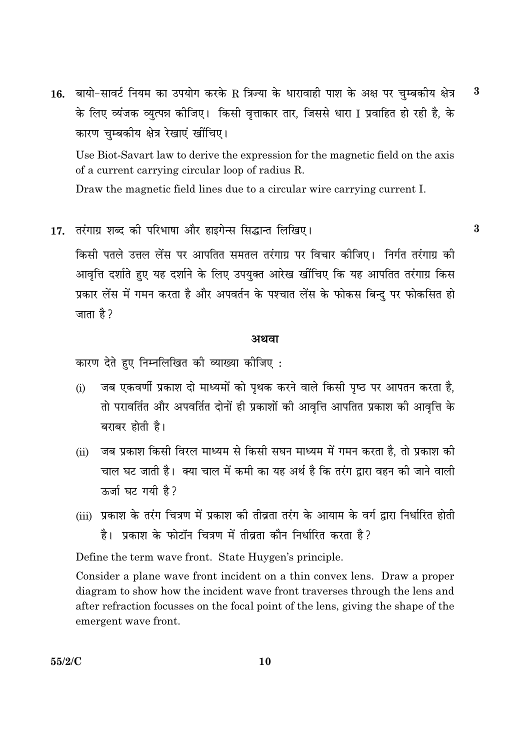16. बायो-सावर्ट नियम का उपयोग करके R त्रिज्या के धारावाही पाश के अक्ष पर चुम्बकीय क्षेत्र के लिए व्यंजक व्युत्पन्न कीजिए। किसी वृत्ताकार तार, जिससे धारा I प्रवाहित हो रही है, के कारण चुम्बकीय क्षेत्र रेखाएं खींचिए। **3**

Use Biot-Savart law to derive the expression for the magnetic field on the axis of a current carrying circular loop of radius R.

Draw the magnetic field lines due to a circular wire carrying current I.

17. तरंगाग्र शब्द की परिभाषा और हाइगेन्स सिद्धान्त लिखिए। **3**

किसी पतले उत्तल लेंस पर आपतित समतल तरंगाग्र पर विचार कीजिए। निर्गत तरंगाग्र की आवृत्ति दर्शाते हुए यह दर्शाने के लिए उपयुक्त आरेख खींचिए कि यह आपतित तरंगाग्र किस प्रकार लेंस में गमन करता है और अपवर्तन के पश्चात लेंस के फोकस बिन्दु पर फोकसित हो जाता है?

**अथवा**

कारण देते हुए निम्नलिखित की व्याख्या कीजिए :

(i) जब एकवर्णी प्रकाश दो माध्यमों को पृथक करने वाले किसी पृष्ठ पर आपतन करता है, तो परावर्तित और अपवर्तित दोनों ही प्रकाशों की आवृत्ति आपतित प्रकाश की आवृत्ति के बराबर होती है।

(ii) जब प्रकाश किसी विरल माध्यम से किसी सघन माध्यम में गमन करता है, तो प्रकाश की चाल घट जाती है। क्या चाल में कमी का यह अर्थ है कि तरंग द्वारा वहन की जाने वाली ऊर्जा घट गयी है?

(iii) प्रकाश के तरंग चित्रण में प्रकाश की तीव्रता तरंग के आयाम के वर्ग द्वारा निर्धारित होती है। प्रकाश के फोटॉन चित्रण में तीव्रता कौन निर्धारित करता है?

Define the term wave front. State Huygen's principle.

Consider a plane wave front incident on a thin convex lens. Draw a proper diagram to show how the incident wave front traverses through the lens and after refraction focusses on the focal point of the lens, giving the shape of the emergent wave front.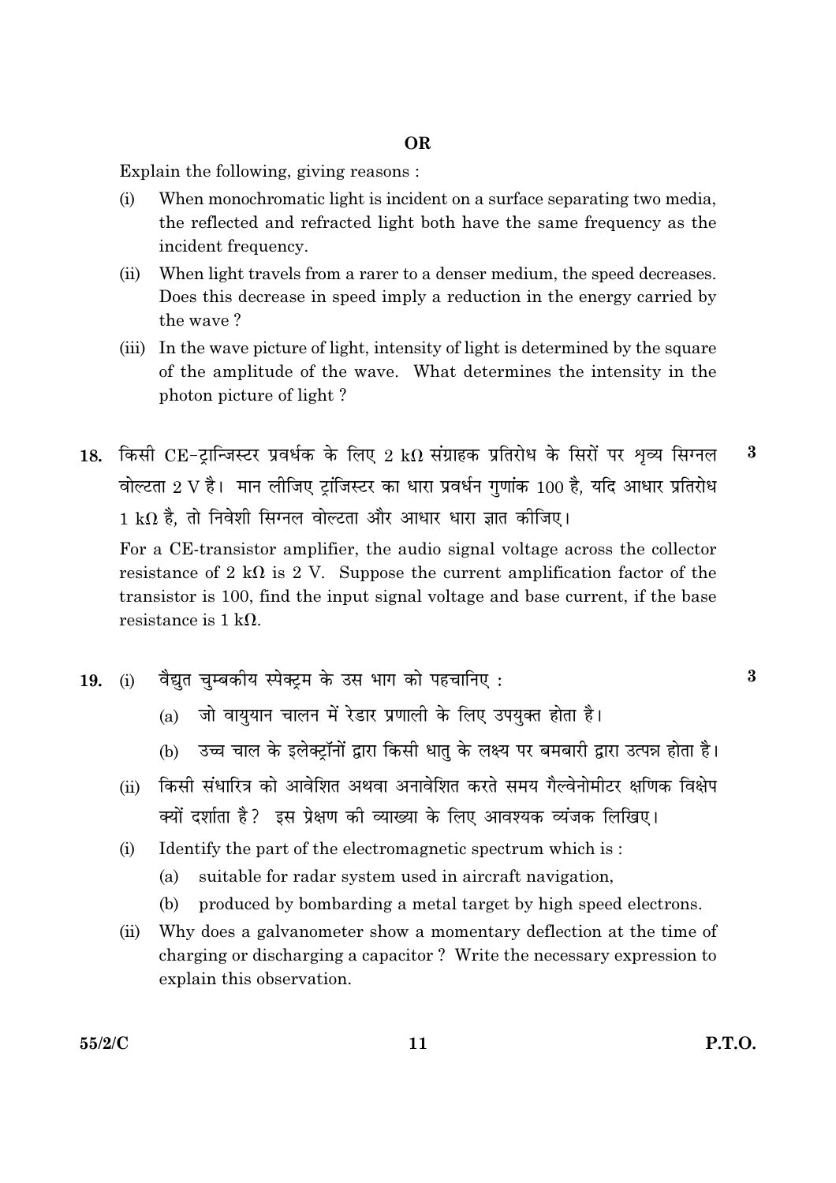**OR**

Explain the following, giving reasons :

(i) When monochromatic light is incident on a surface separating two media, the reflected and refracted light both have the same frequency as the incident frequency.

(ii) When light travels from a rarer to a denser medium, the speed decreases. Does this decrease in speed imply a reduction in the energy carried by the wave ?

(iii) In the wave picture of light, intensity of light is determined by the square of the amplitude of the wave. What determines the intensity in the photon picture of light ?

**18.** किसी CE-ट्रान्जिस्टर प्रवर्धक के लिए 2 kΩ संग्राहक प्रतिरोध के सिरों पर श्रव्य सिग्नल वोल्टता 2 V है। मान लीजिए ट्रांजिस्टर का धारा प्रवर्धन गुणांक 100 है, यदि आधार प्रतिरोध 1 kΩ है, तो निवेशी सिग्नल वोल्टता और आधार धारा ज्ञात कीजिए। **3**

For a CE-transistor amplifier, the audio signal voltage across the collector resistance of 2 kΩ is 2 V. Suppose the current amplification factor of the transistor is 100, find the input signal voltage and base current, if the base resistance is 1 kΩ.

**19.** (i) वैद्युत चुम्बकीय स्पेक्ट्रम के उस भाग को पहचानिए : **3**

(a) जो वायुयान चालन में रेडार प्रणाली के लिए उपयुक्त होता है।

(b) उच्च चाल के इलेक्ट्रॉनों द्वारा किसी धातु के लक्ष्य पर बमबारी द्वारा उत्पन्न होता है।

(ii) किसी संधारित्र को आवेशित अथवा अनावेशित करते समय गैल्वेनोमीटर क्षणिक विक्षेप क्यों दर्शाता है? इस प्रेक्षण की व्याख्या के लिए आवश्यक व्यंजक लिखिए।

(i) Identify the part of the electromagnetic spectrum which is :

(a) suitable for radar system used in aircraft navigation,

(b) produced by bombarding a metal target by high speed electrons.

(ii) Why does a galvanometer show a momentary deflection at the time of charging or discharging a capacitor ? Write the necessary expression to explain this observation.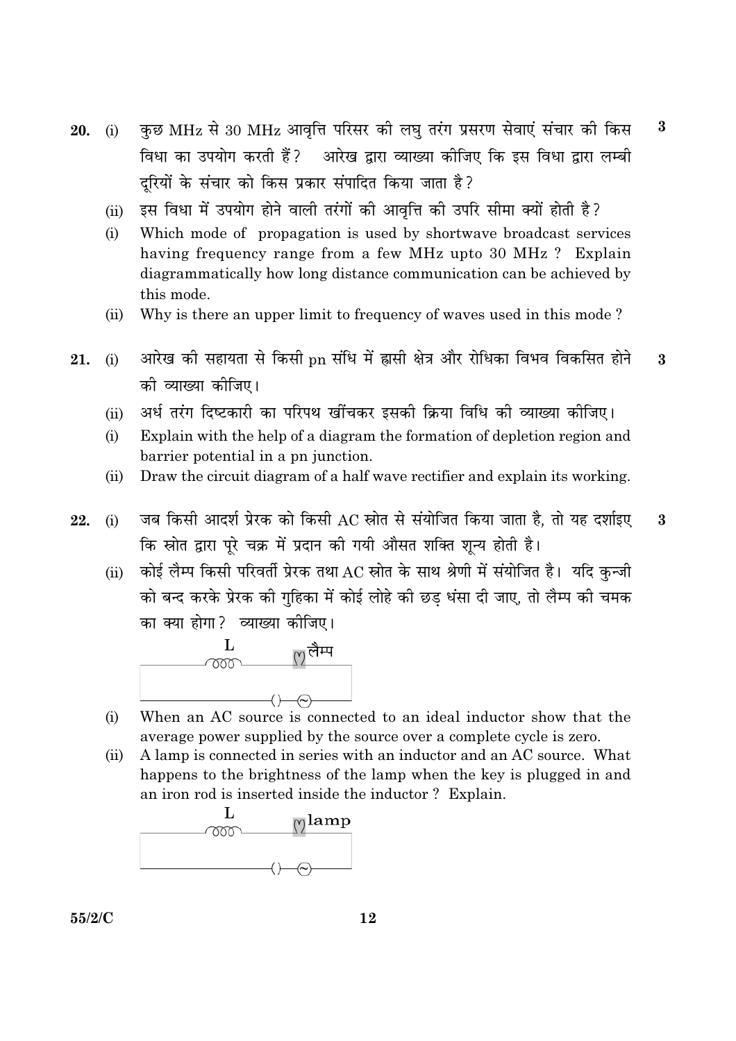**20.** (i) कुछ MHz से 30 MHz आवृत्ति परिसर की लघु तरंग प्रसरण सेवाएं संचार की किस विधा का उपयोग करती हैं? आरेख द्वारा व्याख्या कीजिए कि इस विधा द्वारा लम्बी दूरियों के संचार को किस प्रकार संपादित किया जाता है? **3**

(ii) इस विधा में उपयोग होने वाली तरंगों की आवृत्ति की उपरि सीमा क्यों होती है?

(i) Which mode of propagation is used by shortwave broadcast services having frequency range from a few MHz upto 30 MHz ? Explain diagrammatically how long distance communication can be achieved by this mode.

(ii) Why is there an upper limit to frequency of waves used in this mode ?

**21.** (i) आरेख की सहायता से किसी pn संधि में ह्रासी क्षेत्र और रोधिका विभव विकसित होने की व्याख्या कीजिए। **3**

(ii) अर्ध तरंग दिष्टकारी का परिपथ खींचकर इसकी क्रिया विधि की व्याख्या कीजिए।

(i) Explain with the help of a diagram the formation of depletion region and barrier potential in a pn junction.

(ii) Draw the circuit diagram of a half wave rectifier and explain its working.

**22.** (i) जब किसी आदर्श प्रेरक को किसी AC स्रोत से संयोजित किया जाता है, तो यह दर्शाइए कि स्रोत द्वारा पूरे चक्र में प्रदान की गयी औसत शक्ति शून्य होती है। **3**

(ii) कोई लैम्प किसी परिवर्ती प्रेरक तथा AC स्रोत के साथ श्रेणी में संयोजित है। यदि कुन्जी को बन्द करके प्रेरक की गुहिका में कोई लोहे की छड़ धंसा दी जाए, तो लैम्प की चमक का क्या होगा? व्याख्या कीजिए।

L &nbsp;&nbsp;&nbsp;&nbsp; लैम्प

(i) When an AC source is connected to an ideal inductor show that the average power supplied by the source over a complete cycle is zero.

(ii) A lamp is connected in series with an inductor and an AC source. What happens to the brightness of the lamp when the key is plugged in and an iron rod is inserted inside the inductor ? Explain.

L &nbsp;&nbsp;&nbsp;&nbsp; lamp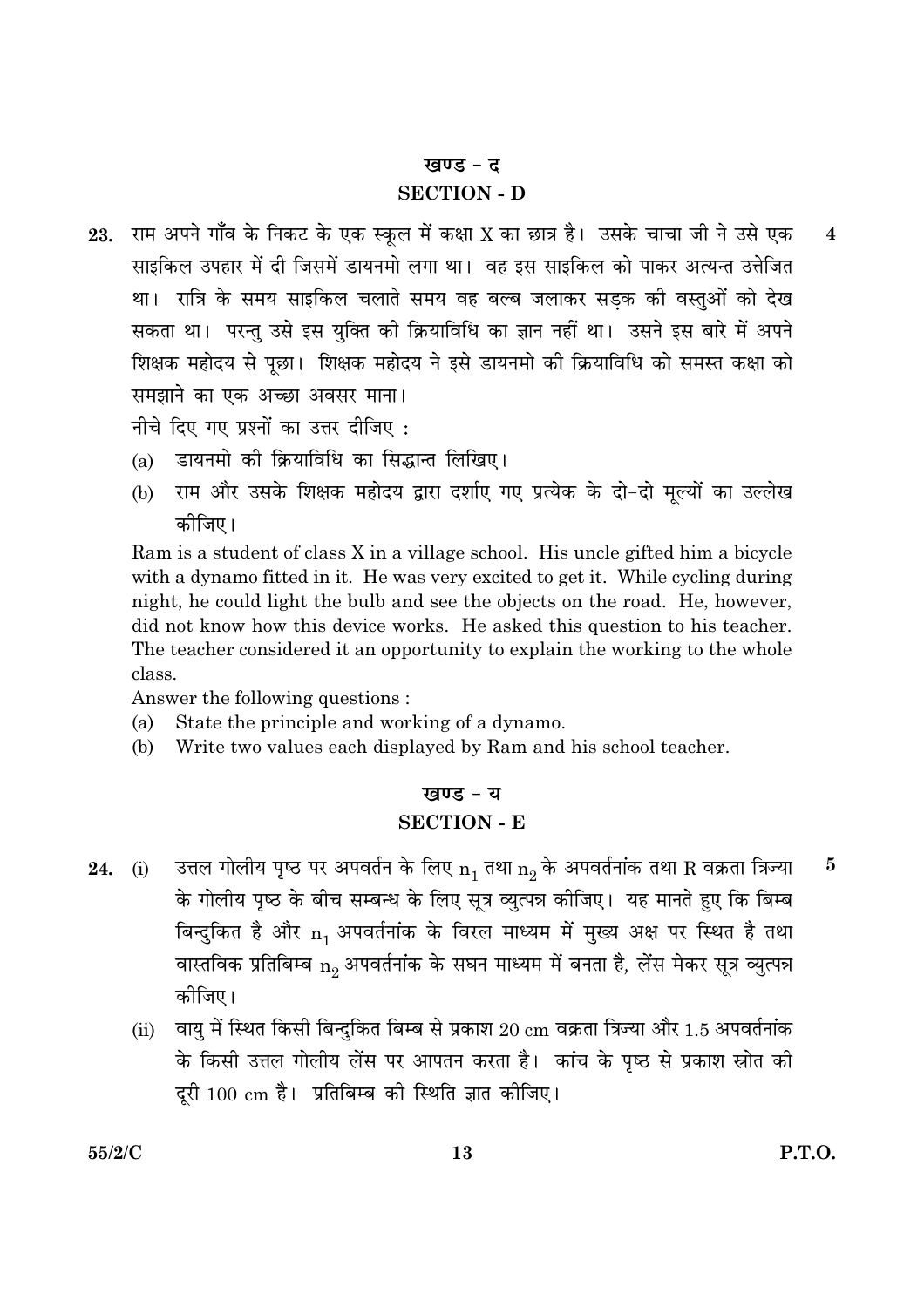## खण्ड - द
## SECTION - D

**23.** राम अपने गाँव के निकट के एक स्कूल में कक्षा X का छात्र है। उसके चाचा जी ने उसे एक साइकिल उपहार में दी जिसमें डायनमो लगा था। वह इस साइकिल को पाकर अत्यन्त उत्तेजित था। रात्रि के समय साइकिल चलाते समय वह बल्ब जलाकर सड़क की वस्तुओं को देख सकता था। परन्तु उसे इस युक्ति की क्रियाविधि का ज्ञान नहीं था। उसने इस बारे में अपने शिक्षक महोदय से पूछा। शिक्षक महोदय ने इसे डायनमो की क्रियाविधि को समस्त कक्षा को समझाने का एक अच्छा अवसर माना। **4**

नीचे दिए गए प्रश्नों का उत्तर दीजिए :

(a) डायनमो की क्रियाविधि का सिद्धान्त लिखिए।

(b) राम और उसके शिक्षक महोदय द्वारा दर्शाए गए प्रत्येक के दो-दो मूल्यों का उल्लेख कीजिए।

Ram is a student of class X in a village school. His uncle gifted him a bicycle with a dynamo fitted in it. He was very excited to get it. While cycling during night, he could light the bulb and see the objects on the road. He, however, did not know how this device works. He asked this question to his teacher. The teacher considered it an opportunity to explain the working to the whole class.

Answer the following questions :

(a) State the principle and working of a dynamo.

(b) Write two values each displayed by Ram and his school teacher.

## खण्ड - य
## SECTION - E

**24.** (i) उत्तल गोलीय पृष्ठ पर अपवर्तन के लिए $n_1$ तथा $n_2$ के अपवर्तनांक तथा R वक्रता त्रिज्या के गोलीय पृष्ठ के बीच सम्बन्ध के लिए सूत्र व्युत्पन्न कीजिए। यह मानते हुए कि बिम्ब बिन्दुकित है और $n_1$ अपवर्तनांक के विरल माध्यम में मुख्य अक्ष पर स्थित है तथा वास्तविक प्रतिबिम्ब $n_2$ अपवर्तनांक के सघन माध्यम में बनता है, लेंस मेकर सूत्र व्युत्पन्न कीजिए। **5**

(ii) वायु में स्थित किसी बिन्दुकित बिम्ब से प्रकाश 20 cm वक्रता त्रिज्या और 1.5 अपवर्तनांक के किसी उत्तल गोलीय लेंस पर आपतन करता है। कांच के पृष्ठ से प्रकाश स्रोत की दूरी 100 cm है। प्रतिबिम्ब की स्थिति ज्ञात कीजिए।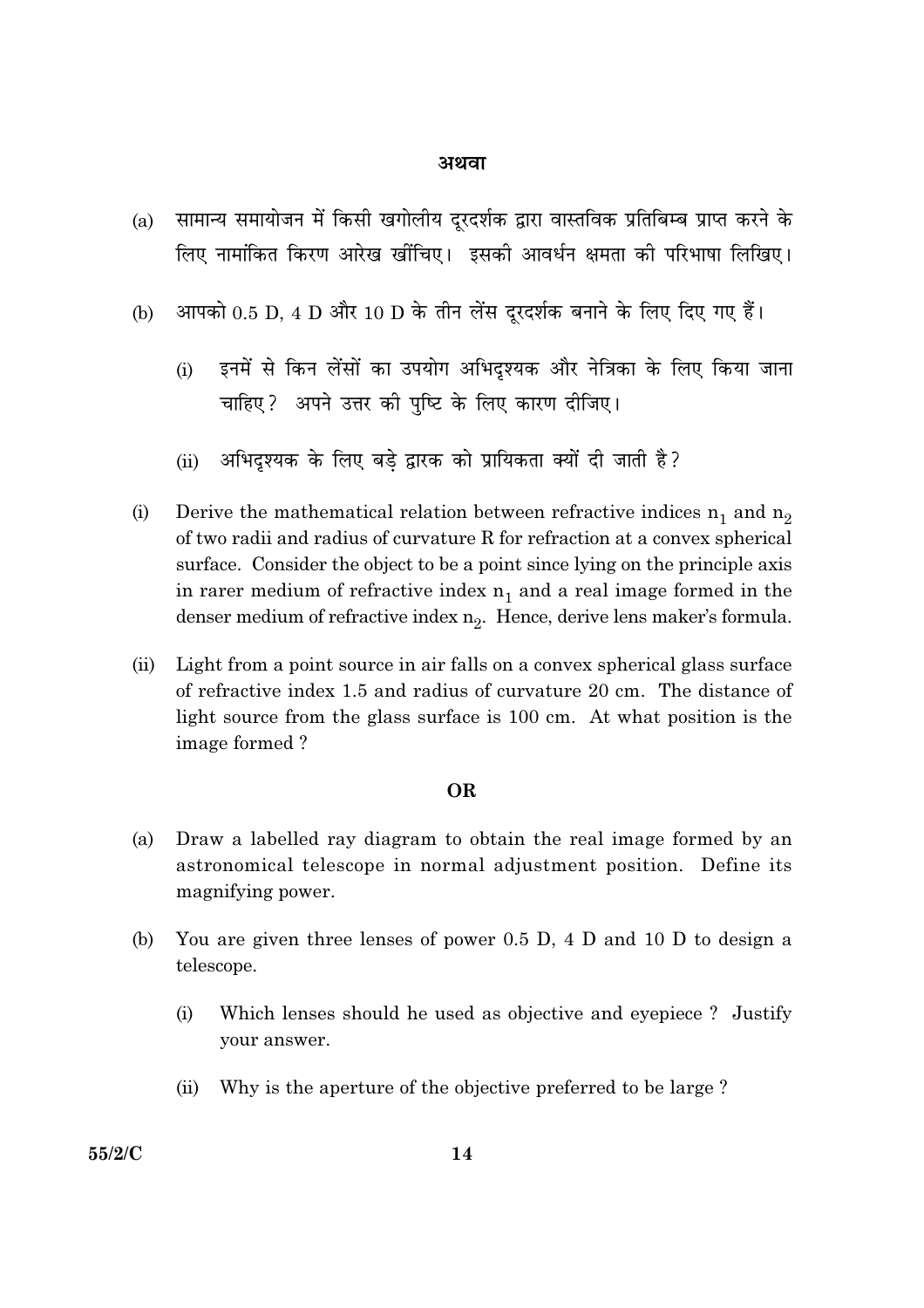**अथवा**

(a) सामान्य समायोजन में किसी खगोलीय दूरदर्शक द्वारा वास्तविक प्रतिबिम्ब प्राप्त करने के लिए नामांकित किरण आरेख खींचिए। इसकी आवर्धन क्षमता की परिभाषा लिखिए।

(b) आपको 0.5 D, 4 D और 10 D के तीन लेंस दूरदर्शक बनाने के लिए दिए गए हैं।

(i) इनमें से किन लेंसों का उपयोग अभिदृश्यक और नेत्रिका के लिए किया जाना चाहिए? अपने उत्तर की पुष्टि के लिए कारण दीजिए।

(ii) अभिदृश्यक के लिए बड़े द्वारक को प्रायिकता क्यों दी जाती है?

(i) Derive the mathematical relation between refractive indices $n_1$ and $n_2$ of two radii and radius of curvature R for refraction at a convex spherical surface. Consider the object to be a point since lying on the principle axis in rarer medium of refractive index $n_1$ and a real image formed in the denser medium of refractive index $n_2$. Hence, derive lens maker's formula.

(ii) Light from a point source in air falls on a convex spherical glass surface of refractive index 1.5 and radius of curvature 20 cm. The distance of light source from the glass surface is 100 cm. At what position is the image formed ?

**OR**

(a) Draw a labelled ray diagram to obtain the real image formed by an astronomical telescope in normal adjustment position. Define its magnifying power.

(b) You are given three lenses of power 0.5 D, 4 D and 10 D to design a telescope.

(i) Which lenses should he used as objective and eyepiece ? Justify your answer.

(ii) Why is the aperture of the objective preferred to be large ?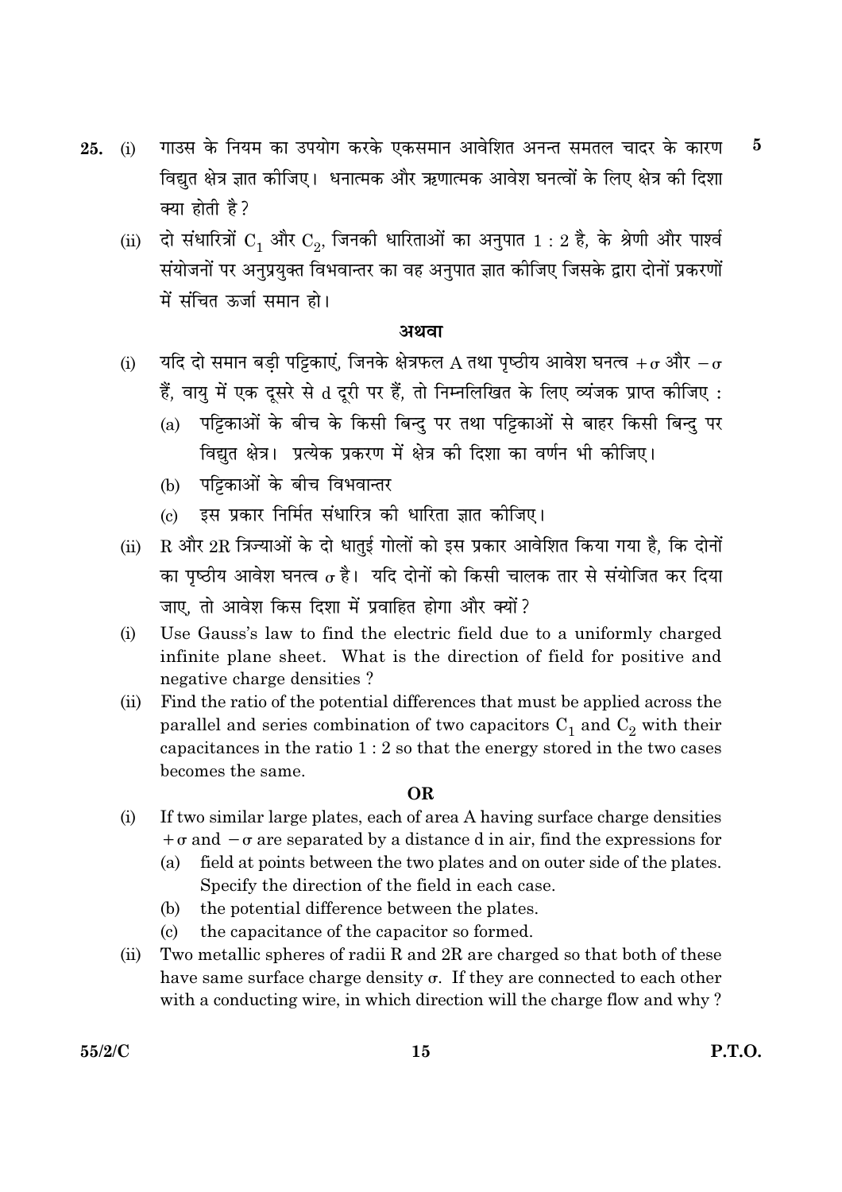25. (i) गाउस के नियम का उपयोग करके एकसमान आवेशित अनन्त समतल चादर के कारण विद्युत क्षेत्र ज्ञात कीजिए। धनात्मक और ऋणात्मक आवेश घनत्वों के लिए क्षेत्र की दिशा क्या होती है? **5**

(ii) दो संधारित्रों $C_1$ और $C_2$, जिनकी धारिताओं का अनुपात 1 : 2 है, के श्रेणी और पार्श्व संयोजनों पर अनुप्रयुक्त विभवान्तर का वह अनुपात ज्ञात कीजिए जिसके द्वारा दोनों प्रकरणों में संचित ऊर्जा समान हो।

**अथवा**

(i) यदि दो समान बड़ी पट्टिकाएं, जिनके क्षेत्रफल A तथा पृष्ठीय आवेश घनत्व $+\sigma$ और $-\sigma$ हैं, वायु में एक दूसरे से d दूरी पर हैं, तो निम्नलिखित के लिए व्यंजक प्राप्त कीजिए :

(a) पट्टिकाओं के बीच के किसी बिन्दु पर तथा पट्टिकाओं से बाहर किसी बिन्दु पर विद्युत क्षेत्र। प्रत्येक प्रकरण में क्षेत्र की दिशा का वर्णन भी कीजिए।

(b) पट्टिकाओं के बीच विभवान्तर

(c) इस प्रकार निर्मित संधारित्र की धारिता ज्ञात कीजिए।

(ii) R और 2R त्रिज्याओं के दो धातुई गोलों को इस प्रकार आवेशित किया गया है, कि दोनों का पृष्ठीय आवेश घनत्व $\sigma$ है। यदि दोनों को किसी चालक तार से संयोजित कर दिया जाए, तो आवेश किस दिशा में प्रवाहित होगा और क्यों?

(i) Use Gauss's law to find the electric field due to a uniformly charged infinite plane sheet. What is the direction of field for positive and negative charge densities?

(ii) Find the ratio of the potential differences that must be applied across the parallel and series combination of two capacitors $C_1$ and $C_2$ with their capacitances in the ratio 1 : 2 so that the energy stored in the two cases becomes the same.

**OR**

(i) If two similar large plates, each of area A having surface charge densities $+\sigma$ and $-\sigma$ are separated by a distance d in air, find the expressions for

(a) field at points between the two plates and on outer side of the plates. Specify the direction of the field in each case.

(b) the potential difference between the plates.

(c) the capacitance of the capacitor so formed.

(ii) Two metallic spheres of radii R and 2R are charged so that both of these have same surface charge density $\sigma$. If they are connected to each other with a conducting wire, in which direction will the charge flow and why?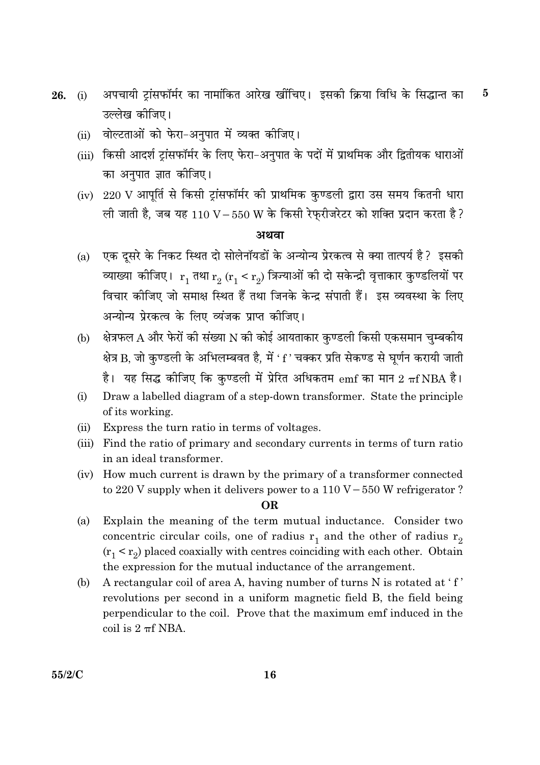26\. (i) अपचायी ट्रांसफॉर्मर का नामांकित आरेख खींचिए। इसकी क्रिया विधि के सिद्धान्त का उल्लेख कीजिए। **5**

(ii) वोल्टताओं को फेरा-अनुपात में व्यक्त कीजिए।

(iii) किसी आदर्श ट्रांसफॉर्मर के लिए फेरा-अनुपात के पदों में प्राथमिक और द्वितीयक धाराओं का अनुपात ज्ञात कीजिए।

(iv) 220 V आपूर्ति से किसी ट्रांसफॉर्मर की प्राथमिक कुण्डली द्वारा उस समय कितनी धारा ली जाती है, जब यह 110 V – 550 W के किसी रेफ्रीजरेटर को शक्ति प्रदान करता है?

**अथवा**

(a) एक दूसरे के निकट स्थित दो सोलेनॉयडों के अन्योन्य प्रेरकत्व से क्या तात्पर्य है? इसकी व्याख्या कीजिए। $r_1$ तथा $r_2$ ($r_1 < r_2$) त्रिज्याओं की दो सकेन्द्री वृत्ताकार कुण्डलियों पर विचार कीजिए जो समाक्ष स्थित हैं तथा जिनके केन्द्र संपाती हैं। इस व्यवस्था के लिए अन्योन्य प्रेरकत्व के लिए व्यंजक प्राप्त कीजिए।

(b) क्षेत्रफल A और फेरों की संख्या N की कोई आयताकार कुण्डली किसी एकसमान चुम्बकीय क्षेत्र B, जो कुण्डली के अभिलम्बवत है, में 'f' चक्कर प्रति सेकण्ड से घूर्णन करायी जाती है। यह सिद्ध कीजिए कि कुण्डली में प्रेरित अधिकतम emf का मान $2\pi f NBA$ है।

(i) Draw a labelled diagram of a step-down transformer. State the principle of its working.

(ii) Express the turn ratio in terms of voltages.

(iii) Find the ratio of primary and secondary currents in terms of turn ratio in an ideal transformer.

(iv) How much current is drawn by the primary of a transformer connected to 220 V supply when it delivers power to a 110 V – 550 W refrigerator?

**OR**

(a) Explain the meaning of the term mutual inductance. Consider two concentric circular coils, one of radius $r_1$ and the other of radius $r_2$ ($r_1 < r_2$) placed coaxially with centres coinciding with each other. Obtain the expression for the mutual inductance of the arrangement.

(b) A rectangular coil of area A, having number of turns N is rotated at 'f' revolutions per second in a uniform magnetic field B, the field being perpendicular to the coil. Prove that the maximum emf induced in the coil is $2\pi f NBA$.